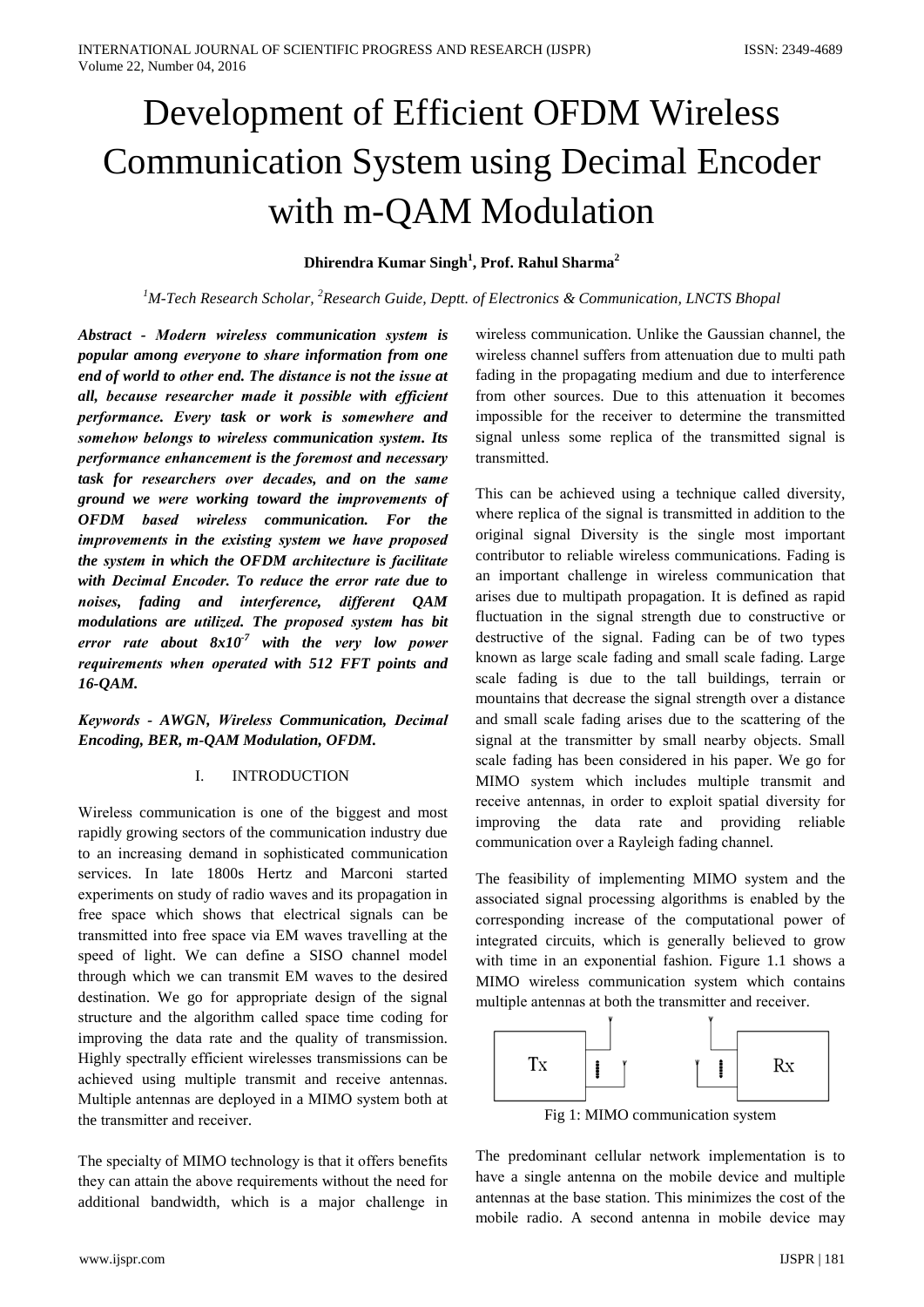# Development of Efficient OFDM Wireless Communication System using Decimal Encoder with m-QAM Modulation

**Dhirendra Kumar Singh[1], Prof. Rahul Sharma[2]**

*[1]M-Tech Research Scholar, [2]Research Guide, Deptt. of Electronics & Communication, LNCTS Bhopal*

***Abstract - Modern wireless communication system is popular among everyone to share information from one end of world to other end. The distance is not the issue at all, because researcher made it possible with efficient performance. Every task or work is somewhere and somehow belongs to wireless communication system. Its performance enhancement is the foremost and necessary task for researchers over decades, and on the same ground we were working toward the improvements of OFDM based wireless communication. For the improvements in the existing system we have proposed the system in which the OFDM architecture is facilitate with Decimal Encoder. To reduce the error rate due to noises, fading and interference, different QAM modulations are utilized. The proposed system has bit error rate about $8x10^{-7}$ with the very low power requirements when operated with 512 FFT points and 16-QAM.***

***Keywords - AWGN, Wireless Communication, Decimal Encoding, BER, m-QAM Modulation, OFDM.***

## I. INTRODUCTION

Wireless communication is one of the biggest and most rapidly growing sectors of the communication industry due to an increasing demand in sophisticated communication services. In late 1800s Hertz and Marconi started experiments on study of radio waves and its propagation in free space which shows that electrical signals can be transmitted into free space via EM waves travelling at the speed of light. We can define a SISO channel model through which we can transmit EM waves to the desired destination. We go for appropriate design of the signal structure and the algorithm called space time coding for improving the data rate and the quality of transmission. Highly spectrally efficient wirelesses transmissions can be achieved using multiple transmit and receive antennas. Multiple antennas are deployed in a MIMO system both at the transmitter and receiver.

The specialty of MIMO technology is that it offers benefits they can attain the above requirements without the need for additional bandwidth, which is a major challenge in wireless communication. Unlike the Gaussian channel, the wireless channel suffers from attenuation due to multi path fading in the propagating medium and due to interference from other sources. Due to this attenuation it becomes impossible for the receiver to determine the transmitted signal unless some replica of the transmitted signal is transmitted.

This can be achieved using a technique called diversity, where replica of the signal is transmitted in addition to the original signal Diversity is the single most important contributor to reliable wireless communications. Fading is an important challenge in wireless communication that arises due to multipath propagation. It is defined as rapid fluctuation in the signal strength due to constructive or destructive of the signal. Fading can be of two types known as large scale fading and small scale fading. Large scale fading is due to the tall buildings, terrain or mountains that decrease the signal strength over a distance and small scale fading arises due to the scattering of the signal at the transmitter by small nearby objects. Small scale fading has been considered in his paper. We go for MIMO system which includes multiple transmit and receive antennas, in order to exploit spatial diversity for improving the data rate and providing reliable communication over a Rayleigh fading channel.

The feasibility of implementing MIMO system and the associated signal processing algorithms is enabled by the corresponding increase of the computational power of integrated circuits, which is generally believed to grow with time in an exponential fashion. Figure 1.1 shows a MIMO wireless communication system which contains multiple antennas at both the transmitter and receiver.

Fig 1: MIMO communication system

The predominant cellular network implementation is to have a single antenna on the mobile device and multiple antennas at the base station. This minimizes the cost of the mobile radio. A second antenna in mobile device may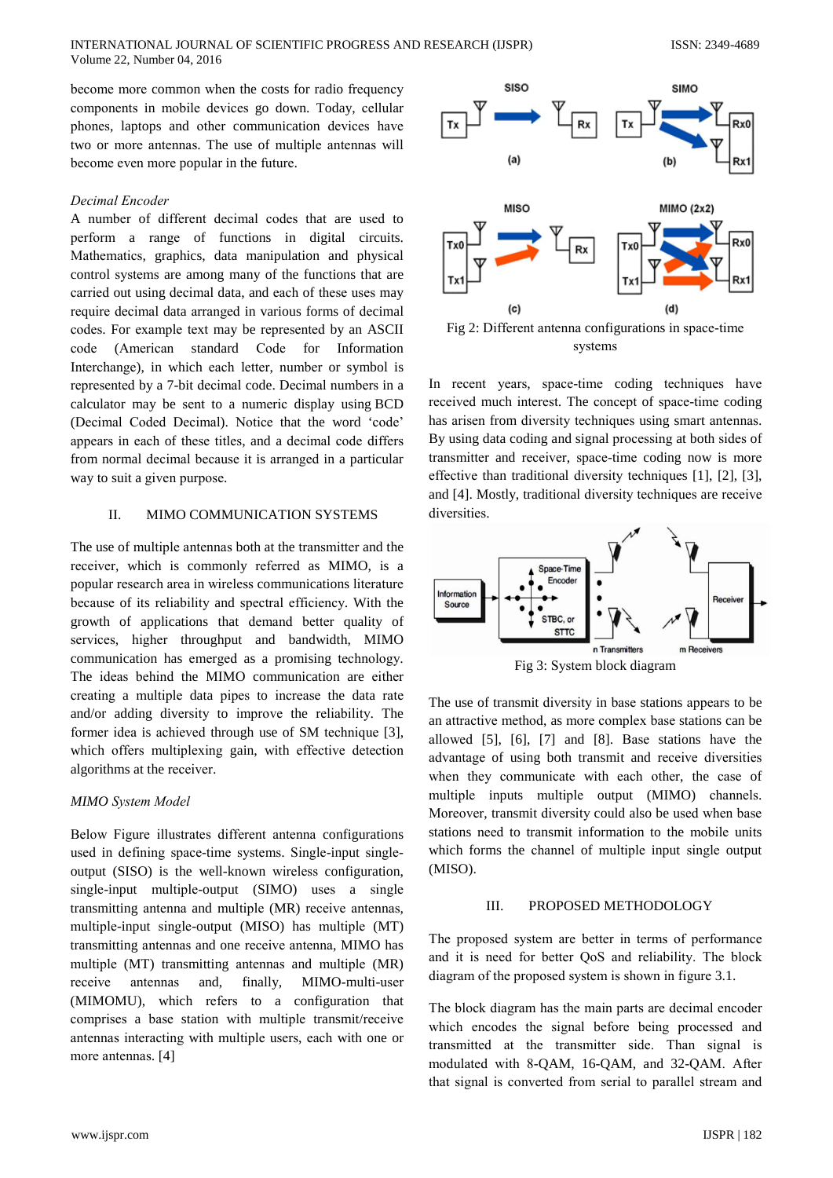become more common when the costs for radio frequency components in mobile devices go down. Today, cellular phones, laptops and other communication devices have two or more antennas. The use of multiple antennas will become even more popular in the future.

*Decimal Encoder*

A number of different decimal codes that are used to perform a range of functions in digital circuits. Mathematics, graphics, data manipulation and physical control systems are among many of the functions that are carried out using decimal data, and each of these uses may require decimal data arranged in various forms of decimal codes. For example text may be represented by an ASCII code (American standard Code for Information Interchange), in which each letter, number or symbol is represented by a 7-bit decimal code. Decimal numbers in a calculator may be sent to a numeric display using BCD (Decimal Coded Decimal). Notice that the word 'code' appears in each of these titles, and a decimal code differs from normal decimal because it is arranged in a particular way to suit a given purpose.

## II. MIMO COMMUNICATION SYSTEMS

The use of multiple antennas both at the transmitter and the receiver, which is commonly referred as MIMO, is a popular research area in wireless communications literature because of its reliability and spectral efficiency. With the growth of applications that demand better quality of services, higher throughput and bandwidth, MIMO communication has emerged as a promising technology. The ideas behind the MIMO communication are either creating a multiple data pipes to increase the data rate and/or adding diversity to improve the reliability. The former idea is achieved through use of SM technique [3], which offers multiplexing gain, with effective detection algorithms at the receiver.

*MIMO System Model*

Below Figure illustrates different antenna configurations used in defining space-time systems. Single-input single-output (SISO) is the well-known wireless configuration, single-input multiple-output (SIMO) uses a single transmitting antenna and multiple (MR) receive antennas, multiple-input single-output (MISO) has multiple (MT) transmitting antennas and one receive antenna, MIMO has multiple (MT) transmitting antennas and multiple (MR) receive antennas and, finally, MIMO-multi-user (MIMOMU), which refers to a configuration that comprises a base station with multiple transmit/receive antennas interacting with multiple users, each with one or more antennas. [4]

Fig 2: Different antenna configurations in space-time systems

In recent years, space-time coding techniques have received much interest. The concept of space-time coding has arisen from diversity techniques using smart antennas. By using data coding and signal processing at both sides of transmitter and receiver, space-time coding now is more effective than traditional diversity techniques [1], [2], [3], and [4]. Mostly, traditional diversity techniques are receive diversities.

Fig 3: System block diagram

The use of transmit diversity in base stations appears to be an attractive method, as more complex base stations can be allowed [5], [6], [7] and [8]. Base stations have the advantage of using both transmit and receive diversities when they communicate with each other, the case of multiple inputs multiple output (MIMO) channels. Moreover, transmit diversity could also be used when base stations need to transmit information to the mobile units which forms the channel of multiple input single output (MISO).

## III. PROPOSED METHODOLOGY

The proposed system are better in terms of performance and it is need for better QoS and reliability. The block diagram of the proposed system is shown in figure 3.1.

The block diagram has the main parts are decimal encoder which encodes the signal before being processed and transmitted at the transmitter side. Than signal is modulated with 8-QAM, 16-QAM, and 32-QAM. After that signal is converted from serial to parallel stream and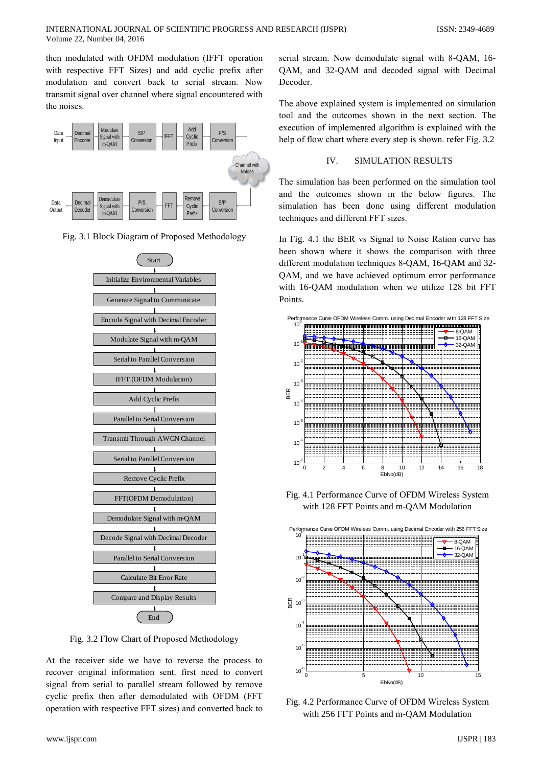then modulated with OFDM modulation (IFFT operation with respective FFT Sizes) and add cyclic prefix after modulation and convert back to serial stream. Now transmit signal over channel where signal encountered with the noises.

Fig. 3.1 Block Diagram of Proposed Methodology

Fig. 3.2 Flow Chart of Proposed Methodology

At the receiver side we have to reverse the process to recover original information sent. first need to convert signal from serial to parallel stream followed by remove cyclic prefix then after demodulated with OFDM (FFT operation with respective FFT sizes) and converted back to serial stream. Now demodulate signal with 8-QAM, 16-QAM, and 32-QAM and decoded signal with Decimal Decoder.

The above explained system is implemented on simulation tool and the outcomes shown in the next section. The execution of implemented algorithm is explained with the help of flow chart where every step is shown. refer Fig. 3.2

## IV. SIMULATION RESULTS

The simulation has been performed on the simulation tool and the outcomes shown in the below figures. The simulation has been done using different modulation techniques and different FFT sizes.

In Fig. 4.1 the BER vs Signal to Noise Ration curve has been shown where it shows the comparison with three different modulation techniques 8-QAM, 16-QAM and 32-QAM, and we have achieved optimum error performance with 16-QAM modulation when we utilize 128 bit FFT Points.

Fig. 4.1 Performance Curve of OFDM Wireless System with 128 FFT Points and m-QAM Modulation

Fig. 4.2 Performance Curve of OFDM Wireless System with 256 FFT Points and m-QAM Modulation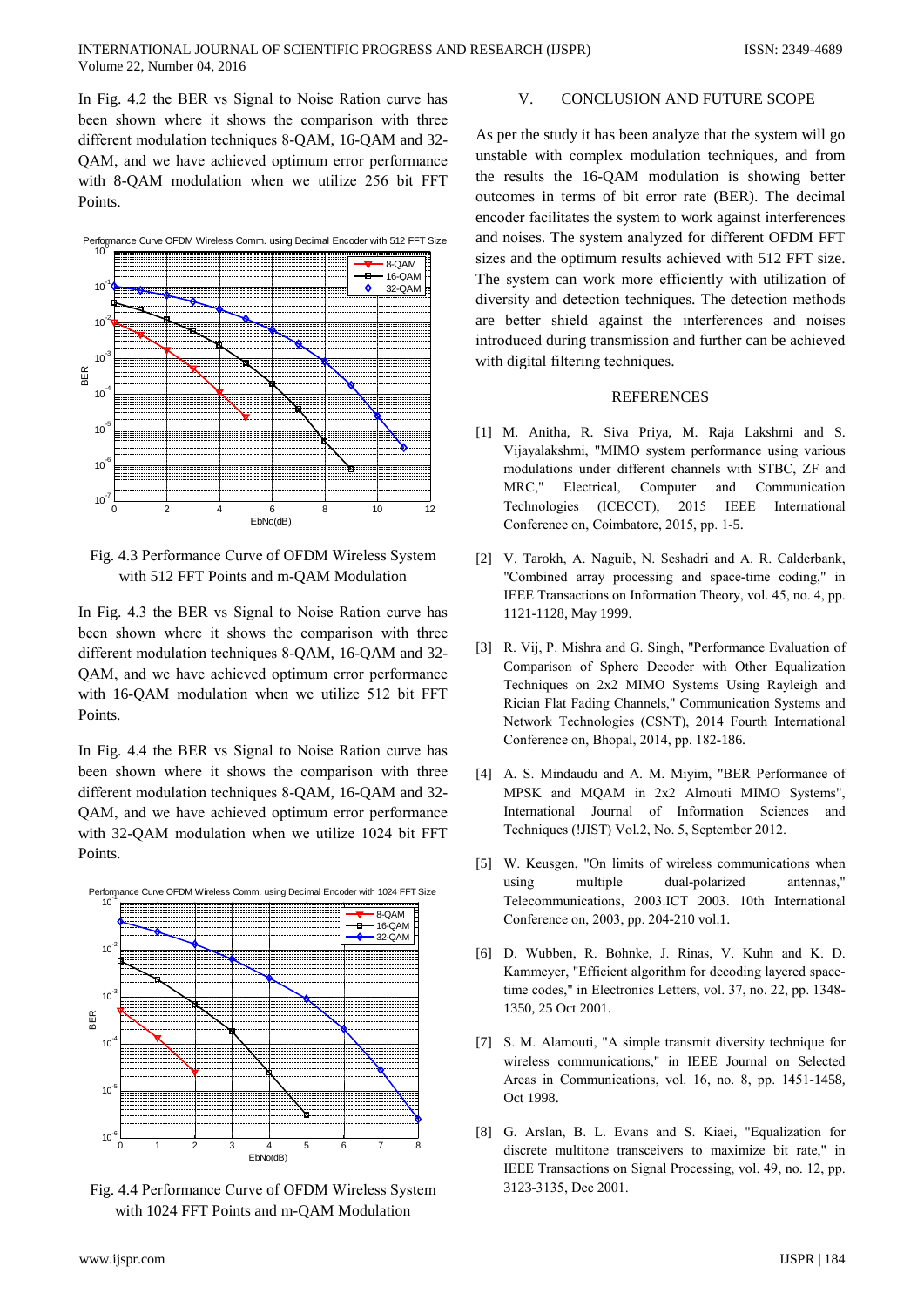In Fig. 4.2 the BER vs Signal to Noise Ration curve has been shown where it shows the comparison with three different modulation techniques 8-QAM, 16-QAM and 32-QAM, and we have achieved optimum error performance with 8-QAM modulation when we utilize 256 bit FFT Points.

Fig. 4.3 Performance Curve of OFDM Wireless System with 512 FFT Points and m-QAM Modulation

In Fig. 4.3 the BER vs Signal to Noise Ration curve has been shown where it shows the comparison with three different modulation techniques 8-QAM, 16-QAM and 32-QAM, and we have achieved optimum error performance with 16-QAM modulation when we utilize 512 bit FFT Points.

In Fig. 4.4 the BER vs Signal to Noise Ration curve has been shown where it shows the comparison with three different modulation techniques 8-QAM, 16-QAM and 32-QAM, and we have achieved optimum error performance with 32-QAM modulation when we utilize 1024 bit FFT Points.

Fig. 4.4 Performance Curve of OFDM Wireless System with 1024 FFT Points and m-QAM Modulation

## V. CONCLUSION AND FUTURE SCOPE

As per the study it has been analyze that the system will go unstable with complex modulation techniques, and from the results the 16-QAM modulation is showing better outcomes in terms of bit error rate (BER). The decimal encoder facilitates the system to work against interferences and noises. The system analyzed for different OFDM FFT sizes and the optimum results achieved with 512 FFT size. The system can work more efficiently with utilization of diversity and detection techniques. The detection methods are better shield against the interferences and noises introduced during transmission and further can be achieved with digital filtering techniques.

## REFERENCES

[1] M. Anitha, R. Siva Priya, M. Raja Lakshmi and S. Vijayalakshmi, "MIMO system performance using various modulations under different channels with STBC, ZF and MRC," Electrical, Computer and Communication Technologies (ICECCT), 2015 IEEE International Conference on, Coimbatore, 2015, pp. 1-5.

[2] V. Tarokh, A. Naguib, N. Seshadri and A. R. Calderbank, "Combined array processing and space-time coding," in IEEE Transactions on Information Theory, vol. 45, no. 4, pp. 1121-1128, May 1999.

[3] R. Vij, P. Mishra and G. Singh, "Performance Evaluation of Comparison of Sphere Decoder with Other Equalization Techniques on 2x2 MIMO Systems Using Rayleigh and Rician Flat Fading Channels," Communication Systems and Network Technologies (CSNT), 2014 Fourth International Conference on, Bhopal, 2014, pp. 182-186.

[4] A. S. Mindaudu and A. M. Miyim, "BER Performance of MPSK and MQAM in 2x2 Almouti MIMO Systems", International Journal of Information Sciences and Techniques (!JIST) Vol.2, No. 5, September 2012.

[5] W. Keusgen, "On limits of wireless communications when using multiple dual-polarized antennas," Telecommunications, 2003.ICT 2003. 10th International Conference on, 2003, pp. 204-210 vol.1.

[6] D. Wubben, R. Bohnke, J. Rinas, V. Kuhn and K. D. Kammeyer, "Efficient algorithm for decoding layered space-time codes," in Electronics Letters, vol. 37, no. 22, pp. 1348-1350, 25 Oct 2001.

[7] S. M. Alamouti, "A simple transmit diversity technique for wireless communications," in IEEE Journal on Selected Areas in Communications, vol. 16, no. 8, pp. 1451-1458, Oct 1998.

[8] G. Arslan, B. L. Evans and S. Kiaei, "Equalization for discrete multitone transceivers to maximize bit rate," in IEEE Transactions on Signal Processing, vol. 49, no. 12, pp. 3123-3135, Dec 2001.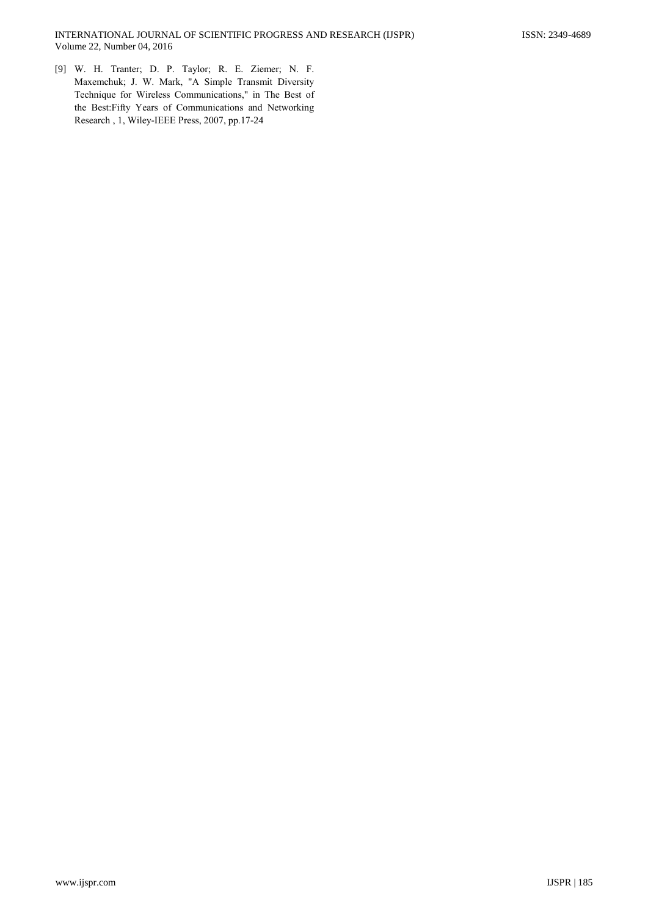[9] W. H. Tranter; D. P. Taylor; R. E. Ziemer; N. F. Maxemchuk; J. W. Mark, "A Simple Transmit Diversity Technique for Wireless Communications," in The Best of the Best:Fifty Years of Communications and Networking Research , 1, Wiley-IEEE Press, 2007, pp.17-24